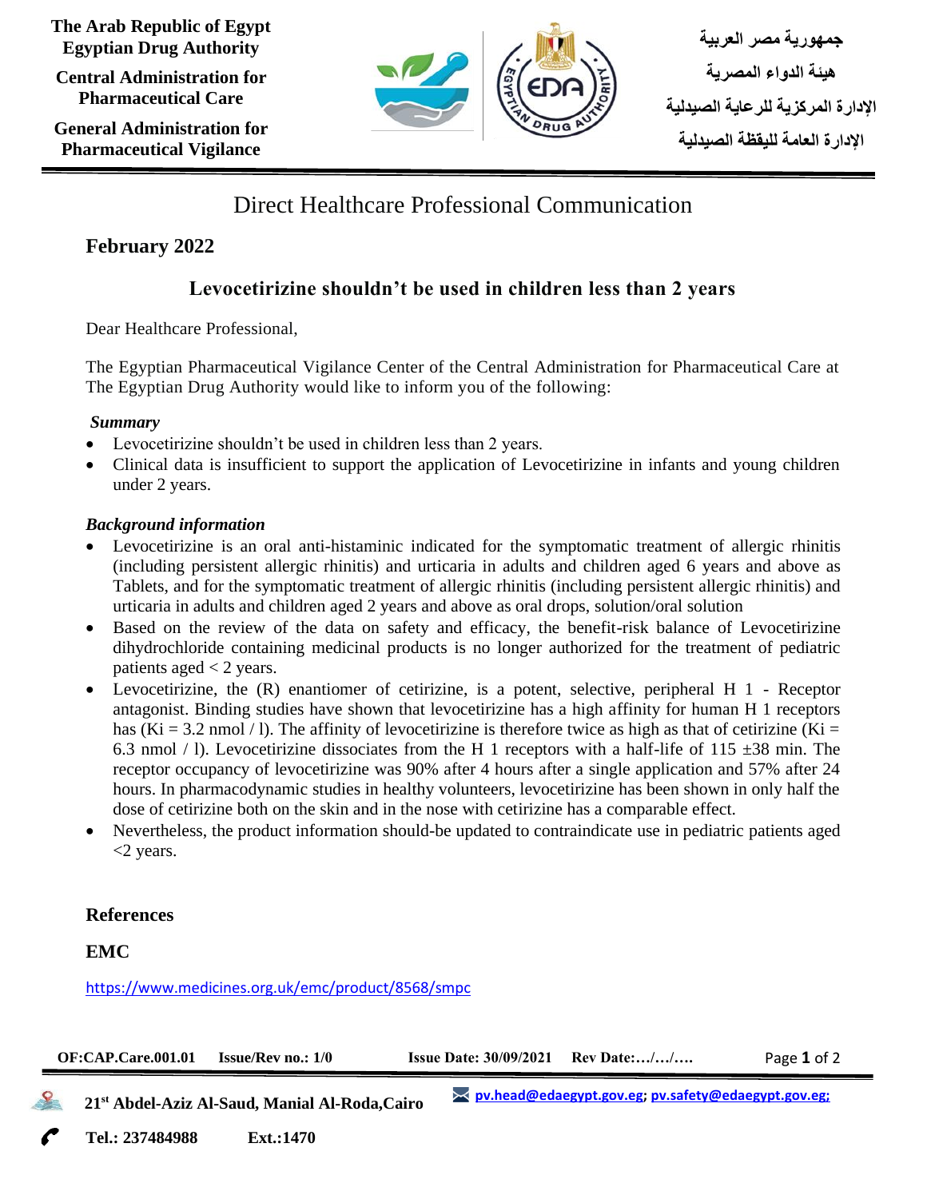The Arab Republic of Egypt
Egyptian Drug Authority

Central Administration for Pharmaceutical Care

General Administration for Pharmaceutical Vigilance

جمهورية مصر العربية

هيئة الدواء المصرية

الإدارة المركزية للرعاية الصيدلية

الإدارة العامة لليقظة الصيدلية

# Direct Healthcare Professional Communication

## February 2022

## Levocetirizine shouldn't be used in children less than 2 years

Dear Healthcare Professional,

The Egyptian Pharmaceutical Vigilance Center of the Central Administration for Pharmaceutical Care at The Egyptian Drug Authority would like to inform you of the following:

***Summary***

- Levocetirizine shouldn't be used in children less than 2 years.
- Clinical data is insufficient to support the application of Levocetirizine in infants and young children under 2 years.

***Background information***

- Levocetirizine is an oral anti-histaminic indicated for the symptomatic treatment of allergic rhinitis (including persistent allergic rhinitis) and urticaria in adults and children aged 6 years and above as Tablets, and for the symptomatic treatment of allergic rhinitis (including persistent allergic rhinitis) and urticaria in adults and children aged 2 years and above as oral drops, solution/oral solution
- Based on the review of the data on safety and efficacy, the benefit-risk balance of Levocetirizine dihydrochloride containing medicinal products is no longer authorized for the treatment of pediatric patients aged < 2 years.
- Levocetirizine, the (R) enantiomer of cetirizine, is a potent, selective, peripheral H 1 - Receptor antagonist. Binding studies have shown that levocetirizine has a high affinity for human H 1 receptors has (Ki = 3.2 nmol / l). The affinity of levocetirizine is therefore twice as high as that of cetirizine (Ki = 6.3 nmol / l). Levocetirizine dissociates from the H 1 receptors with a half-life of 115 ±38 min. The receptor occupancy of levocetirizine was 90% after 4 hours after a single application and 57% after 24 hours. In pharmacodynamic studies in healthy volunteers, levocetirizine has been shown in only half the dose of cetirizine both on the skin and in the nose with cetirizine has a comparable effect.
- Nevertheless, the product information should-be updated to contraindicate use in pediatric patients aged <2 years.

### References

**EMC**

https://www.medicines.org.uk/emc/product/8568/smpc

OF:CAP.Care.001.01 Issue/Rev no.: 1/0 Issue Date: 30/09/2021 Rev Date:…/…/….

21st Abdel-Aziz Al-Saud, Manial Al-Roda,Cairo — pv.head@edaegypt.gov.eg; pv.safety@edaegypt.gov.eg;

Tel.: 237484988 Ext.:1470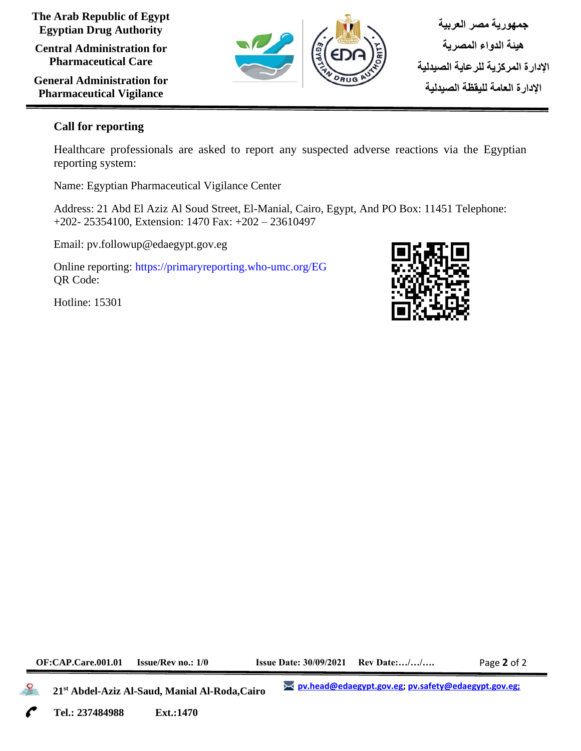## Call for reporting

Healthcare professionals are asked to report any suspected adverse reactions via the Egyptian reporting system:

Name: Egyptian Pharmaceutical Vigilance Center

Address: 21 Abd El Aziz Al Soud Street, El-Manial, Cairo, Egypt, And PO Box: 11451 Telephone: +202- 25354100, Extension: 1470 Fax: +202 – 23610497

Email: pv.followup@edaegypt.gov.eg

Online reporting: https://primaryreporting.who-umc.org/EG
QR Code:

Hotline: 15301